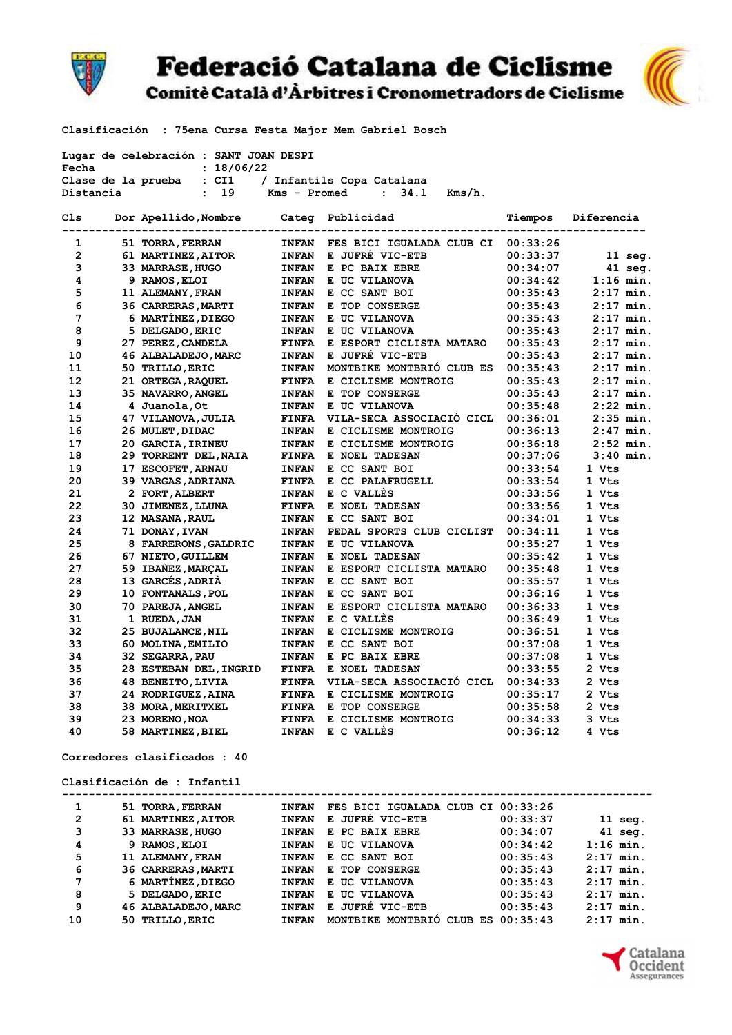# Federació Catalana de Ciclisme

## Comitè Català d'Àrbitres i Cronometradors de Ciclisme

Clasificación : 75ena Cursa Festa Major Mem Gabriel Bosch

Lugar de celebración : SANT JOAN DESPI
Fecha : 18/06/22
Clase de la prueba : CI1 / Infantils Copa Catalana
Distancia : 19 Kms - Promed : 34.1 Kms/h.

| Cls | Dor | Apellido,Nombre | Categ | Publicidad | Tiempos | Diferencia |
|---|---|---|---|---|---|---|
| 1 | 51 | TORRA,FERRAN | INFAN | FES BICI IGUALADA CLUB CI | 00:33:26 | |
| 2 | 61 | MARTINEZ,AITOR | INFAN | E JUFRÉ VIC-ETB | 00:33:37 | 11 seg. |
| 3 | 33 | MARRASE,HUGO | INFAN | E PC BAIX EBRE | 00:34:07 | 41 seg. |
| 4 | 9 | RAMOS,ELOI | INFAN | E UC VILANOVA | 00:34:42 | 1:16 min. |
| 5 | 11 | ALEMANY,FRAN | INFAN | E CC SANT BOI | 00:35:43 | 2:17 min. |
| 6 | 36 | CARRERAS,MARTI | INFAN | E TOP CONSERGE | 00:35:43 | 2:17 min. |
| 7 | 6 | MARTÍNEZ,DIEGO | INFAN | E UC VILANOVA | 00:35:43 | 2:17 min. |
| 8 | 5 | DELGADO,ERIC | INFAN | E UC VILANOVA | 00:35:43 | 2:17 min. |
| 9 | 27 | PEREZ,CANDELA | FINFA | E ESPORT CICLISTA MATARO | 00:35:43 | 2:17 min. |
| 10 | 46 | ALBALADEJO,MARC | INFAN | E JUFRÉ VIC-ETB | 00:35:43 | 2:17 min. |
| 11 | 50 | TRILLO,ERIC | INFAN | MONTBIKE MONTBRIÓ CLUB ES | 00:35:43 | 2:17 min. |
| 12 | 21 | ORTEGA,RAQUEL | FINFA | E CICLISME MONTROIG | 00:35:43 | 2:17 min. |
| 13 | 35 | NAVARRO,ANGEL | INFAN | E TOP CONSERGE | 00:35:43 | 2:17 min. |
| 14 | 4 | Juanola,Ot | INFAN | E UC VILANOVA | 00:35:48 | 2:22 min. |
| 15 | 47 | VILANOVA,JULIA | FINFA | VILA-SECA ASSOCIACIÓ CICL | 00:36:01 | 2:35 min. |
| 16 | 26 | MULET,DIDAC | INFAN | E CICLISME MONTROIG | 00:36:13 | 2:47 min. |
| 17 | 20 | GARCIA,IRINEU | INFAN | E CICLISME MONTROIG | 00:36:18 | 2:52 min. |
| 18 | 29 | TORRENT DEL,NAIA | FINFA | E NOEL TADESAN | 00:37:06 | 3:40 min. |
| 19 | 17 | ESCOFET,ARNAU | INFAN | E CC SANT BOI | 00:33:54 | 1 Vts |
| 20 | 39 | VARGAS,ADRIANA | FINFA | E CC PALAFRUGELL | 00:33:54 | 1 Vts |
| 21 | 2 | FORT,ALBERT | INFAN | E C VALLÈS | 00:33:56 | 1 Vts |
| 22 | 30 | JIMENEZ,LLUNA | FINFA | E NOEL TADESAN | 00:33:56 | 1 Vts |
| 23 | 12 | MASANA,RAUL | INFAN | E CC SANT BOI | 00:34:01 | 1 Vts |
| 24 | 71 | DONAY,IVAN | INFAN | PEDAL SPORTS CLUB CICLIST | 00:34:11 | 1 Vts |
| 25 | 8 | FARRERONS,GALDRIC | INFAN | E UC VILANOVA | 00:35:27 | 1 Vts |
| 26 | 67 | NIETO,GUILLEM | INFAN | E NOEL TADESAN | 00:35:42 | 1 Vts |
| 27 | 59 | IBAÑEZ,MARÇAL | INFAN | E ESPORT CICLISTA MATARO | 00:35:48 | 1 Vts |
| 28 | 13 | GARCÉS,ADRIÀ | INFAN | E CC SANT BOI | 00:35:57 | 1 Vts |
| 29 | 10 | FONTANALS,POL | INFAN | E CC SANT BOI | 00:36:16 | 1 Vts |
| 30 | 70 | PAREJA,ANGEL | INFAN | E ESPORT CICLISTA MATARO | 00:36:33 | 1 Vts |
| 31 | 1 | RUEDA,JAN | INFAN | E C VALLÈS | 00:36:49 | 1 Vts |
| 32 | 25 | BUJALANCE,NIL | INFAN | E CICLISME MONTROIG | 00:36:51 | 1 Vts |
| 33 | 60 | MOLINA,EMILIO | INFAN | E CC SANT BOI | 00:37:08 | 1 Vts |
| 34 | 32 | SEGARRA,PAU | INFAN | E PC BAIX EBRE | 00:37:08 | 1 Vts |
| 35 | 28 | ESTEBAN DEL,INGRID | FINFA | E NOEL TADESAN | 00:33:55 | 2 Vts |
| 36 | 48 | BENEITO,LIVIA | FINFA | VILA-SECA ASSOCIACIÓ CICL | 00:34:33 | 2 Vts |
| 37 | 24 | RODRIGUEZ,AINA | FINFA | E CICLISME MONTROIG | 00:35:17 | 2 Vts |
| 38 | 38 | MORA,MERITXEL | FINFA | E TOP CONSERGE | 00:35:58 | 2 Vts |
| 39 | 23 | MORENO,NOA | FINFA | E CICLISME MONTROIG | 00:34:33 | 3 Vts |
| 40 | 58 | MARTINEZ,BIEL | INFAN | E C VALLÈS | 00:36:12 | 4 Vts |

Corredores clasificados : 40

Clasificación de : Infantil

| | | | | | | |
|---|---|---|---|---|---|---|
| 1 | 51 | TORRA,FERRAN | INFAN | FES BICI IGUALADA CLUB CI | 00:33:26 | |
| 2 | 61 | MARTINEZ,AITOR | INFAN | E JUFRÉ VIC-ETB | 00:33:37 | 11 seg. |
| 3 | 33 | MARRASE,HUGO | INFAN | E PC BAIX EBRE | 00:34:07 | 41 seg. |
| 4 | 9 | RAMOS,ELOI | INFAN | E UC VILANOVA | 00:34:42 | 1:16 min. |
| 5 | 11 | ALEMANY,FRAN | INFAN | E CC SANT BOI | 00:35:43 | 2:17 min. |
| 6 | 36 | CARRERAS,MARTI | INFAN | E TOP CONSERGE | 00:35:43 | 2:17 min. |
| 7 | 6 | MARTÍNEZ,DIEGO | INFAN | E UC VILANOVA | 00:35:43 | 2:17 min. |
| 8 | 5 | DELGADO,ERIC | INFAN | E UC VILANOVA | 00:35:43 | 2:17 min. |
| 9 | 46 | ALBALADEJO,MARC | INFAN | E JUFRÉ VIC-ETB | 00:35:43 | 2:17 min. |
| 10 | 50 | TRILLO,ERIC | INFAN | MONTBIKE MONTBRIÓ CLUB ES | 00:35:43 | 2:17 min. |

Catalana Occident Assegurances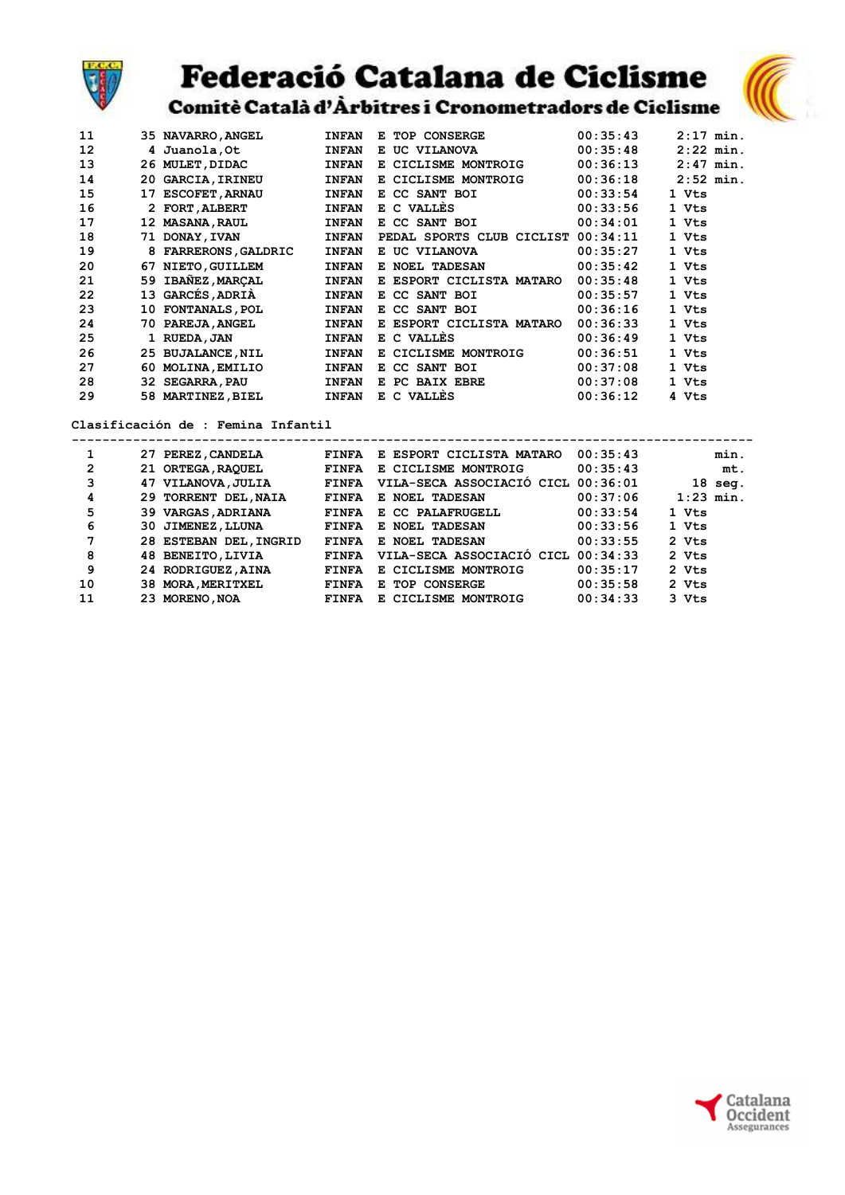| | | | | | | |
|---|---|---|---|---|---|---|
| 11 | 35 | NAVARRO,ANGEL | INFAN | E TOP CONSERGE | 00:35:43 | 2:17 min. |
| 12 | 4 | Juanola,Ot | INFAN | E UC VILANOVA | 00:35:48 | 2:22 min. |
| 13 | 26 | MULET,DIDAC | INFAN | E CICLISME MONTROIG | 00:36:13 | 2:47 min. |
| 14 | 20 | GARCIA,IRINEU | INFAN | E CICLISME MONTROIG | 00:36:18 | 2:52 min. |
| 15 | 17 | ESCOFET,ARNAU | INFAN | E CC SANT BOI | 00:33:54 | 1 Vts |
| 16 | 2 | FORT,ALBERT | INFAN | E C VALLÈS | 00:33:56 | 1 Vts |
| 17 | 12 | MASANA,RAUL | INFAN | E CC SANT BOI | 00:34:01 | 1 Vts |
| 18 | 71 | DONAY,IVAN | INFAN | PEDAL SPORTS CLUB CICLIST | 00:34:11 | 1 Vts |
| 19 | 8 | FARRERONS,GALDRIC | INFAN | E UC VILANOVA | 00:35:27 | 1 Vts |
| 20 | 67 | NIETO,GUILLEM | INFAN | E NOEL TADESAN | 00:35:42 | 1 Vts |
| 21 | 59 | IBAÑEZ,MARÇAL | INFAN | E ESPORT CICLISTA MATARO | 00:35:48 | 1 Vts |
| 22 | 13 | GARCÉS,ADRIÀ | INFAN | E CC SANT BOI | 00:35:57 | 1 Vts |
| 23 | 10 | FONTANALS,POL | INFAN | E CC SANT BOI | 00:36:16 | 1 Vts |
| 24 | 70 | PAREJA,ANGEL | INFAN | E ESPORT CICLISTA MATARO | 00:36:33 | 1 Vts |
| 25 | 1 | RUEDA,JAN | INFAN | E C VALLÈS | 00:36:49 | 1 Vts |
| 26 | 25 | BUJALANCE,NIL | INFAN | E CICLISME MONTROIG | 00:36:51 | 1 Vts |
| 27 | 60 | MOLINA,EMILIO | INFAN | E CC SANT BOI | 00:37:08 | 1 Vts |
| 28 | 32 | SEGARRA,PAU | INFAN | E PC BAIX EBRE | 00:37:08 | 1 Vts |
| 29 | 58 | MARTINEZ,BIEL | INFAN | E C VALLÈS | 00:36:12 | 4 Vts |

**Clasificación de : Femina Infantil**

| | | | | | | |
|---|---|---|---|---|---|---|
| 1 | 27 | PEREZ,CANDELA | FINFA | E ESPORT CICLISTA MATARO | 00:35:43 | min. |
| 2 | 21 | ORTEGA,RAQUEL | FINFA | E CICLISME MONTROIG | 00:35:43 | mt. |
| 3 | 47 | VILANOVA,JULIA | FINFA | VILA-SECA ASSOCIACIÓ CICL | 00:36:01 | 18 seg. |
| 4 | 29 | TORRENT DEL,NAIA | FINFA | E NOEL TADESAN | 00:37:06 | 1:23 min. |
| 5 | 39 | VARGAS,ADRIANA | FINFA | E CC PALAFRUGELL | 00:33:54 | 1 Vts |
| 6 | 30 | JIMENEZ,LLUNA | FINFA | E NOEL TADESAN | 00:33:56 | 1 Vts |
| 7 | 28 | ESTEBAN DEL,INGRID | FINFA | E NOEL TADESAN | 00:33:55 | 2 Vts |
| 8 | 48 | BENEITO,LIVIA | FINFA | VILA-SECA ASSOCIACIÓ CICL | 00:34:33 | 2 Vts |
| 9 | 24 | RODRIGUEZ,AINA | FINFA | E CICLISME MONTROIG | 00:35:17 | 2 Vts |
| 10 | 38 | MORA,MERITXEL | FINFA | E TOP CONSERGE | 00:35:58 | 2 Vts |
| 11 | 23 | MORENO,NOA | FINFA | E CICLISME MONTROIG | 00:34:33 | 3 Vts |